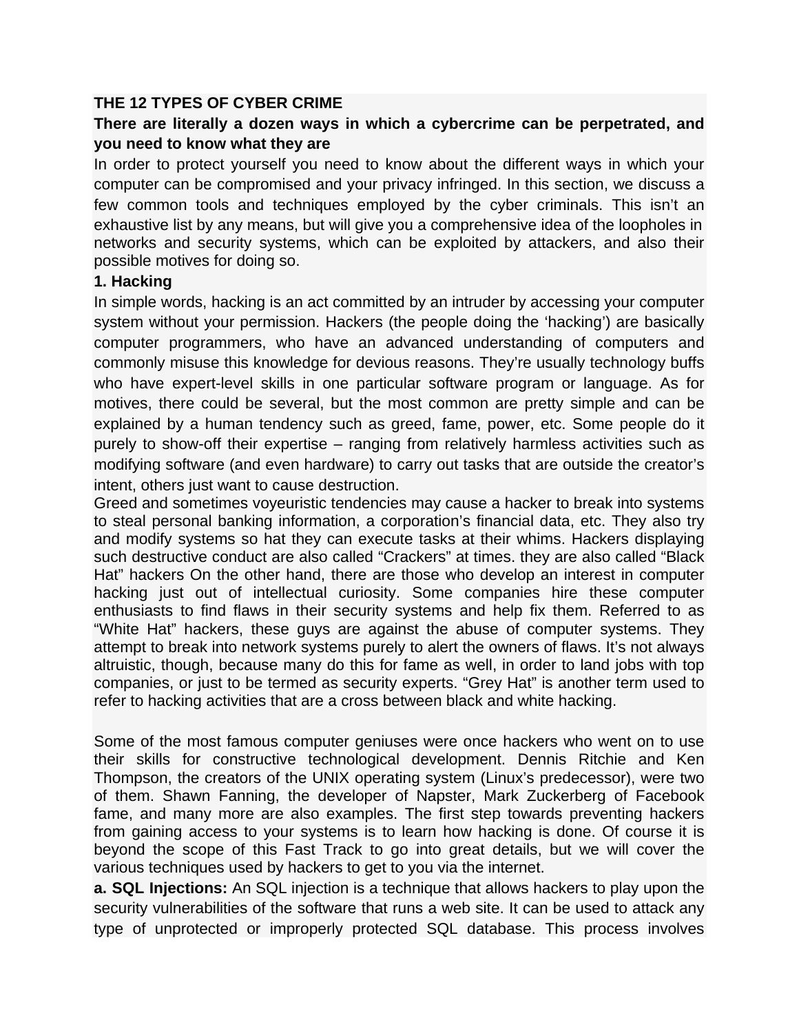**THE 12 TYPES OF CYBER CRIME**

**There are literally a dozen ways in which a cybercrime can be perpetrated, and you need to know what they are**

In order to protect yourself you need to know about the different ways in which your computer can be compromised and your privacy infringed. In this section, we discuss a few common tools and techniques employed by the cyber criminals. This isn't an exhaustive list by any means, but will give you a comprehensive idea of the loopholes in networks and security systems, which can be exploited by attackers, and also their possible motives for doing so.

**1. Hacking**

In simple words, hacking is an act committed by an intruder by accessing your computer system without your permission. Hackers (the people doing the 'hacking') are basically computer programmers, who have an advanced understanding of computers and commonly misuse this knowledge for devious reasons. They're usually technology buffs who have expert-level skills in one particular software program or language. As for motives, there could be several, but the most common are pretty simple and can be explained by a human tendency such as greed, fame, power, etc. Some people do it purely to show-off their expertise – ranging from relatively harmless activities such as modifying software (and even hardware) to carry out tasks that are outside the creator's intent, others just want to cause destruction.

Greed and sometimes voyeuristic tendencies may cause a hacker to break into systems to steal personal banking information, a corporation's financial data, etc. They also try and modify systems so hat they can execute tasks at their whims. Hackers displaying such destructive conduct are also called "Crackers" at times. they are also called "Black Hat" hackers On the other hand, there are those who develop an interest in computer hacking just out of intellectual curiosity. Some companies hire these computer enthusiasts to find flaws in their security systems and help fix them. Referred to as "White Hat" hackers, these guys are against the abuse of computer systems. They attempt to break into network systems purely to alert the owners of flaws. It's not always altruistic, though, because many do this for fame as well, in order to land jobs with top companies, or just to be termed as security experts. "Grey Hat" is another term used to refer to hacking activities that are a cross between black and white hacking.

Some of the most famous computer geniuses were once hackers who went on to use their skills for constructive technological development. Dennis Ritchie and Ken Thompson, the creators of the UNIX operating system (Linux's predecessor), were two of them. Shawn Fanning, the developer of Napster, Mark Zuckerberg of Facebook fame, and many more are also examples. The first step towards preventing hackers from gaining access to your systems is to learn how hacking is done. Of course it is beyond the scope of this Fast Track to go into great details, but we will cover the various techniques used by hackers to get to you via the internet.

**a. SQL Injections:** An SQL injection is a technique that allows hackers to play upon the security vulnerabilities of the software that runs a web site. It can be used to attack any type of unprotected or improperly protected SQL database. This process involves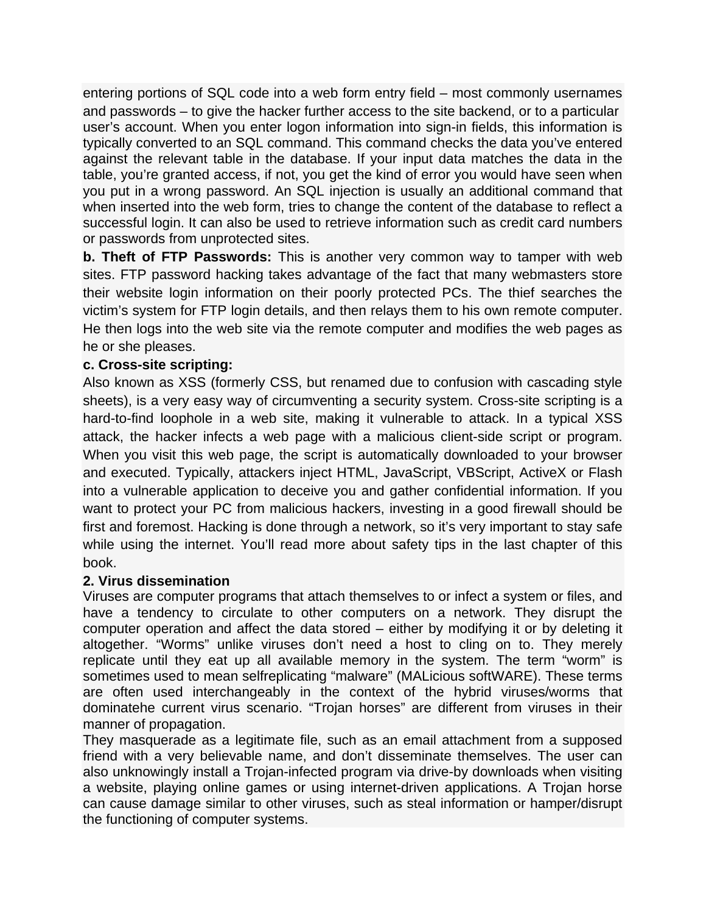entering portions of SQL code into a web form entry field – most commonly usernames and passwords – to give the hacker further access to the site backend, or to a particular user's account. When you enter logon information into sign-in fields, this information is typically converted to an SQL command. This command checks the data you've entered against the relevant table in the database. If your input data matches the data in the table, you're granted access, if not, you get the kind of error you would have seen when you put in a wrong password. An SQL injection is usually an additional command that when inserted into the web form, tries to change the content of the database to reflect a successful login. It can also be used to retrieve information such as credit card numbers or passwords from unprotected sites.

**b. Theft of FTP Passwords:** This is another very common way to tamper with web sites. FTP password hacking takes advantage of the fact that many webmasters store their website login information on their poorly protected PCs. The thief searches the victim's system for FTP login details, and then relays them to his own remote computer. He then logs into the web site via the remote computer and modifies the web pages as he or she pleases.

**c. Cross-site scripting:**

Also known as XSS (formerly CSS, but renamed due to confusion with cascading style sheets), is a very easy way of circumventing a security system. Cross-site scripting is a hard-to-find loophole in a web site, making it vulnerable to attack. In a typical XSS attack, the hacker infects a web page with a malicious client-side script or program. When you visit this web page, the script is automatically downloaded to your browser and executed. Typically, attackers inject HTML, JavaScript, VBScript, ActiveX or Flash into a vulnerable application to deceive you and gather confidential information. If you want to protect your PC from malicious hackers, investing in a good firewall should be first and foremost. Hacking is done through a network, so it's very important to stay safe while using the internet. You'll read more about safety tips in the last chapter of this book.

**2. Virus dissemination**

Viruses are computer programs that attach themselves to or infect a system or files, and have a tendency to circulate to other computers on a network. They disrupt the computer operation and affect the data stored – either by modifying it or by deleting it altogether. "Worms" unlike viruses don't need a host to cling on to. They merely replicate until they eat up all available memory in the system. The term "worm" is sometimes used to mean selfreplicating "malware" (MALicious softWARE). These terms are often used interchangeably in the context of the hybrid viruses/worms that dominatehe current virus scenario. "Trojan horses" are different from viruses in their manner of propagation.

They masquerade as a legitimate file, such as an email attachment from a supposed friend with a very believable name, and don't disseminate themselves. The user can also unknowingly install a Trojan-infected program via drive-by downloads when visiting a website, playing online games or using internet-driven applications. A Trojan horse can cause damage similar to other viruses, such as steal information or hamper/disrupt the functioning of computer systems.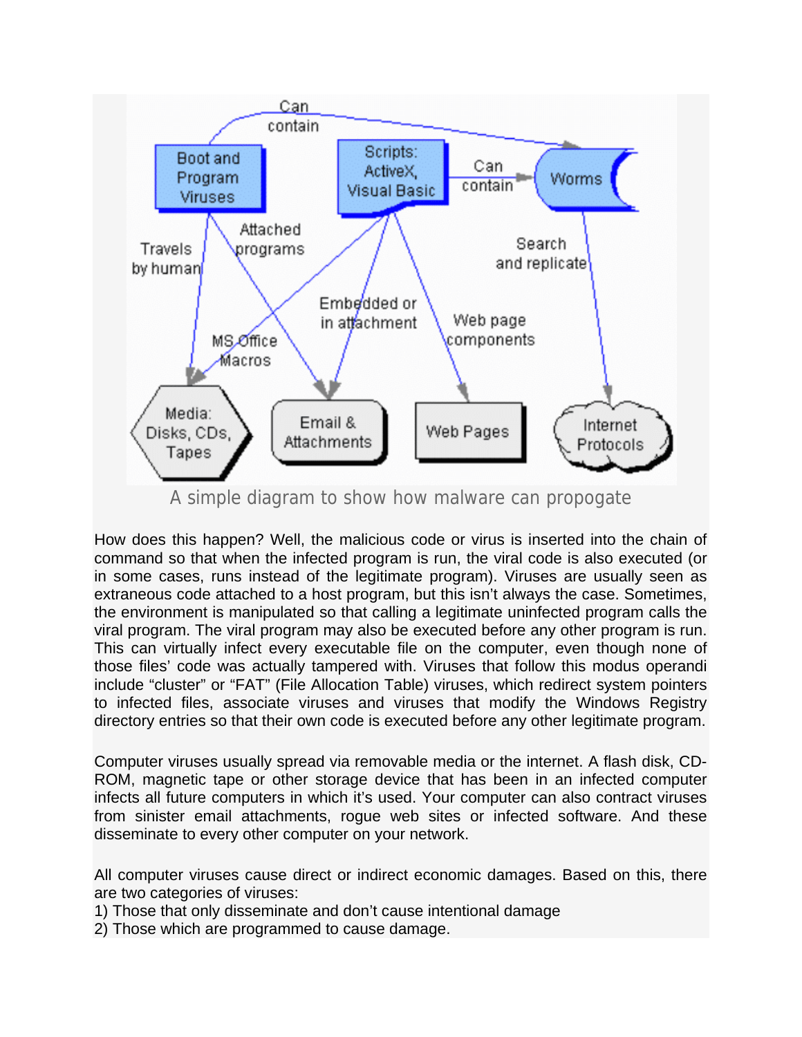A simple diagram to show how malware can propogate

How does this happen? Well, the malicious code or virus is inserted into the chain of command so that when the infected program is run, the viral code is also executed (or in some cases, runs instead of the legitimate program). Viruses are usually seen as extraneous code attached to a host program, but this isn't always the case. Sometimes, the environment is manipulated so that calling a legitimate uninfected program calls the viral program. The viral program may also be executed before any other program is run. This can virtually infect every executable file on the computer, even though none of those files' code was actually tampered with. Viruses that follow this modus operandi include "cluster" or "FAT" (File Allocation Table) viruses, which redirect system pointers to infected files, associate viruses and viruses that modify the Windows Registry directory entries so that their own code is executed before any other legitimate program.

Computer viruses usually spread via removable media or the internet. A flash disk, CD-ROM, magnetic tape or other storage device that has been in an infected computer infects all future computers in which it's used. Your computer can also contract viruses from sinister email attachments, rogue web sites or infected software. And these disseminate to every other computer on your network.

All computer viruses cause direct or indirect economic damages. Based on this, there are two categories of viruses:

1) Those that only disseminate and don't cause intentional damage
2) Those which are programmed to cause damage.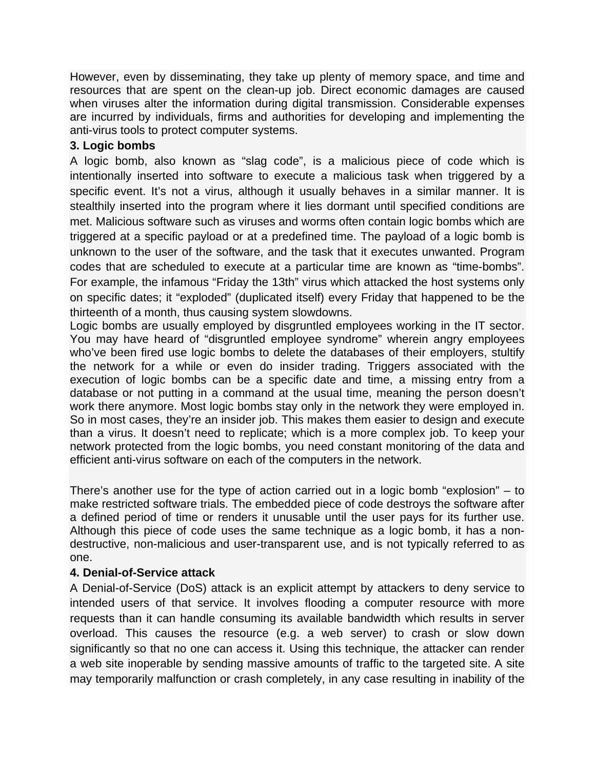However, even by disseminating, they take up plenty of memory space, and time and resources that are spent on the clean-up job. Direct economic damages are caused when viruses alter the information during digital transmission. Considerable expenses are incurred by individuals, firms and authorities for developing and implementing the anti-virus tools to protect computer systems.

**3. Logic bombs**

A logic bomb, also known as “slag code”, is a malicious piece of code which is intentionally inserted into software to execute a malicious task when triggered by a specific event. It’s not a virus, although it usually behaves in a similar manner. It is stealthily inserted into the program where it lies dormant until specified conditions are met. Malicious software such as viruses and worms often contain logic bombs which are triggered at a specific payload or at a predefined time. The payload of a logic bomb is unknown to the user of the software, and the task that it executes unwanted. Program codes that are scheduled to execute at a particular time are known as “time-bombs”. For example, the infamous “Friday the 13th” virus which attacked the host systems only on specific dates; it “exploded” (duplicated itself) every Friday that happened to be the thirteenth of a month, thus causing system slowdowns.

Logic bombs are usually employed by disgruntled employees working in the IT sector. You may have heard of “disgruntled employee syndrome” wherein angry employees who’ve been fired use logic bombs to delete the databases of their employers, stultify the network for a while or even do insider trading. Triggers associated with the execution of logic bombs can be a specific date and time, a missing entry from a database or not putting in a command at the usual time, meaning the person doesn’t work there anymore. Most logic bombs stay only in the network they were employed in. So in most cases, they’re an insider job. This makes them easier to design and execute than a virus. It doesn’t need to replicate; which is a more complex job. To keep your network protected from the logic bombs, you need constant monitoring of the data and efficient anti-virus software on each of the computers in the network.

There’s another use for the type of action carried out in a logic bomb “explosion” – to make restricted software trials. The embedded piece of code destroys the software after a defined period of time or renders it unusable until the user pays for its further use. Although this piece of code uses the same technique as a logic bomb, it has a non-destructive, non-malicious and user-transparent use, and is not typically referred to as one.

**4. Denial-of-Service attack**

A Denial-of-Service (DoS) attack is an explicit attempt by attackers to deny service to intended users of that service. It involves flooding a computer resource with more requests than it can handle consuming its available bandwidth which results in server overload. This causes the resource (e.g. a web server) to crash or slow down significantly so that no one can access it. Using this technique, the attacker can render a web site inoperable by sending massive amounts of traffic to the targeted site. A site may temporarily malfunction or crash completely, in any case resulting in inability of the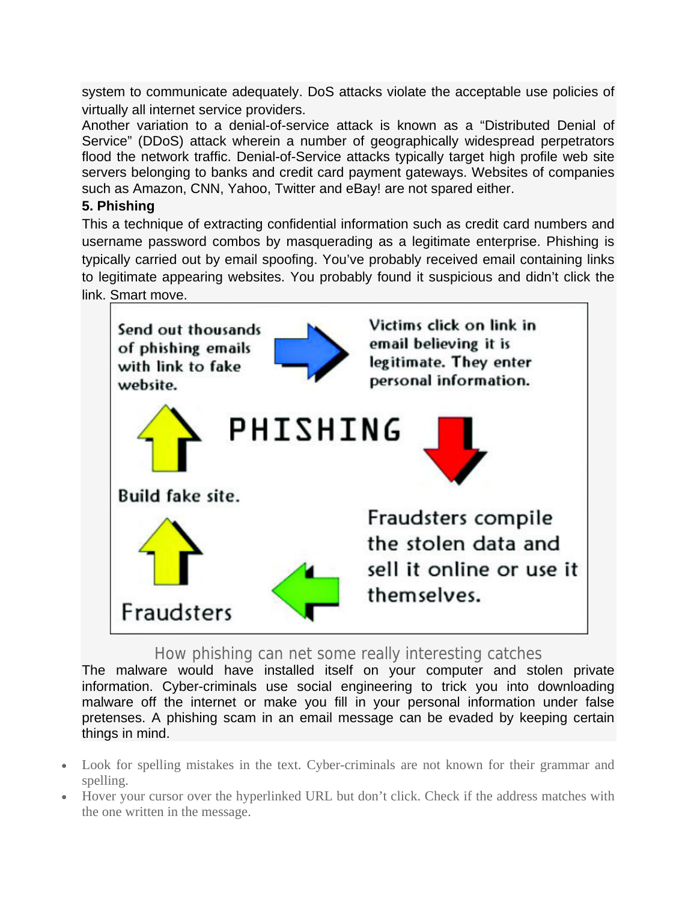system to communicate adequately. DoS attacks violate the acceptable use policies of virtually all internet service providers.

Another variation to a denial-of-service attack is known as a "Distributed Denial of Service" (DDoS) attack wherein a number of geographically widespread perpetrators flood the network traffic. Denial-of-Service attacks typically target high profile web site servers belonging to banks and credit card payment gateways. Websites of companies such as Amazon, CNN, Yahoo, Twitter and eBay! are not spared either.

**5. Phishing**

This a technique of extracting confidential information such as credit card numbers and username password combos by masquerading as a legitimate enterprise. Phishing is typically carried out by email spoofing. You've probably received email containing links to legitimate appearing websites. You probably found it suspicious and didn't click the link. Smart move.

How phishing can net some really interesting catches

The malware would have installed itself on your computer and stolen private information. Cyber-criminals use social engineering to trick you into downloading malware off the internet or make you fill in your personal information under false pretenses. A phishing scam in an email message can be evaded by keeping certain things in mind.

- Look for spelling mistakes in the text. Cyber-criminals are not known for their grammar and spelling.
- Hover your cursor over the hyperlinked URL but don't click. Check if the address matches with the one written in the message.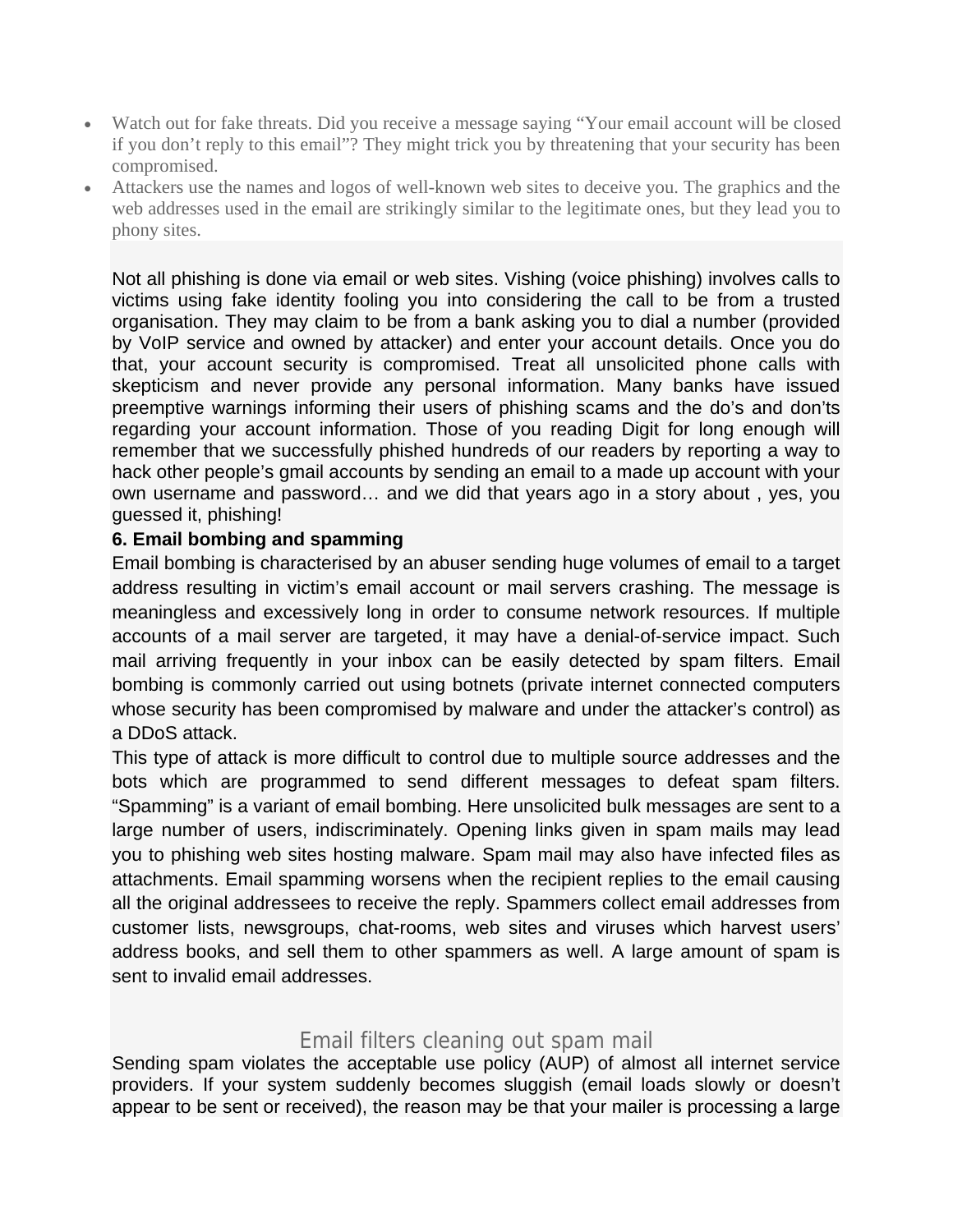- Watch out for fake threats. Did you receive a message saying "Your email account will be closed if you don't reply to this email"? They might trick you by threatening that your security has been compromised.
- Attackers use the names and logos of well-known web sites to deceive you. The graphics and the web addresses used in the email are strikingly similar to the legitimate ones, but they lead you to phony sites.

Not all phishing is done via email or web sites. Vishing (voice phishing) involves calls to victims using fake identity fooling you into considering the call to be from a trusted organisation. They may claim to be from a bank asking you to dial a number (provided by VoIP service and owned by attacker) and enter your account details. Once you do that, your account security is compromised. Treat all unsolicited phone calls with skepticism and never provide any personal information. Many banks have issued preemptive warnings informing their users of phishing scams and the do's and don'ts regarding your account information. Those of you reading Digit for long enough will remember that we successfully phished hundreds of our readers by reporting a way to hack other people's gmail accounts by sending an email to a made up account with your own username and password… and we did that years ago in a story about , yes, you guessed it, phishing!

**6. Email bombing and spamming**

Email bombing is characterised by an abuser sending huge volumes of email to a target address resulting in victim's email account or mail servers crashing. The message is meaningless and excessively long in order to consume network resources. If multiple accounts of a mail server are targeted, it may have a denial-of-service impact. Such mail arriving frequently in your inbox can be easily detected by spam filters. Email bombing is commonly carried out using botnets (private internet connected computers whose security has been compromised by malware and under the attacker's control) as a DDoS attack.

This type of attack is more difficult to control due to multiple source addresses and the bots which are programmed to send different messages to defeat spam filters. "Spamming" is a variant of email bombing. Here unsolicited bulk messages are sent to a large number of users, indiscriminately. Opening links given in spam mails may lead you to phishing web sites hosting malware. Spam mail may also have infected files as attachments. Email spamming worsens when the recipient replies to the email causing all the original addressees to receive the reply. Spammers collect email addresses from customer lists, newsgroups, chat-rooms, web sites and viruses which harvest users' address books, and sell them to other spammers as well. A large amount of spam is sent to invalid email addresses.

Email filters cleaning out spam mail

Sending spam violates the acceptable use policy (AUP) of almost all internet service providers. If your system suddenly becomes sluggish (email loads slowly or doesn't appear to be sent or received), the reason may be that your mailer is processing a large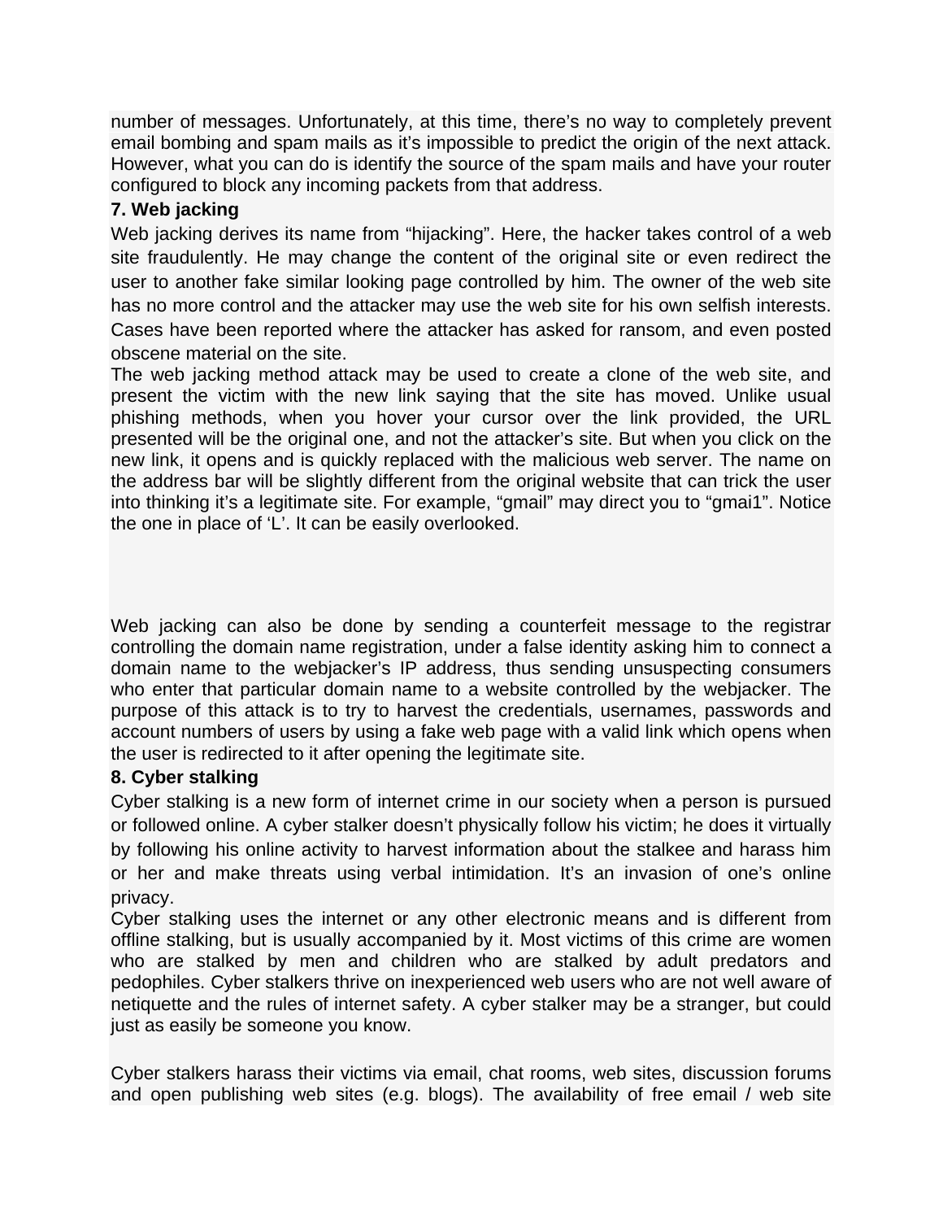number of messages. Unfortunately, at this time, there's no way to completely prevent email bombing and spam mails as it's impossible to predict the origin of the next attack. However, what you can do is identify the source of the spam mails and have your router configured to block any incoming packets from that address.

**7. Web jacking**

Web jacking derives its name from "hijacking". Here, the hacker takes control of a web site fraudulently. He may change the content of the original site or even redirect the user to another fake similar looking page controlled by him. The owner of the web site has no more control and the attacker may use the web site for his own selfish interests. Cases have been reported where the attacker has asked for ransom, and even posted obscene material on the site.

The web jacking method attack may be used to create a clone of the web site, and present the victim with the new link saying that the site has moved. Unlike usual phishing methods, when you hover your cursor over the link provided, the URL presented will be the original one, and not the attacker's site. But when you click on the new link, it opens and is quickly replaced with the malicious web server. The name on the address bar will be slightly different from the original website that can trick the user into thinking it's a legitimate site. For example, "gmail" may direct you to "gmai1". Notice the one in place of 'L'. It can be easily overlooked.

Web jacking can also be done by sending a counterfeit message to the registrar controlling the domain name registration, under a false identity asking him to connect a domain name to the webjacker's IP address, thus sending unsuspecting consumers who enter that particular domain name to a website controlled by the webjacker. The purpose of this attack is to try to harvest the credentials, usernames, passwords and account numbers of users by using a fake web page with a valid link which opens when the user is redirected to it after opening the legitimate site.

**8. Cyber stalking**

Cyber stalking is a new form of internet crime in our society when a person is pursued or followed online. A cyber stalker doesn't physically follow his victim; he does it virtually by following his online activity to harvest information about the stalkee and harass him or her and make threats using verbal intimidation. It's an invasion of one's online privacy.

Cyber stalking uses the internet or any other electronic means and is different from offline stalking, but is usually accompanied by it. Most victims of this crime are women who are stalked by men and children who are stalked by adult predators and pedophiles. Cyber stalkers thrive on inexperienced web users who are not well aware of netiquette and the rules of internet safety. A cyber stalker may be a stranger, but could just as easily be someone you know.

Cyber stalkers harass their victims via email, chat rooms, web sites, discussion forums and open publishing web sites (e.g. blogs). The availability of free email / web site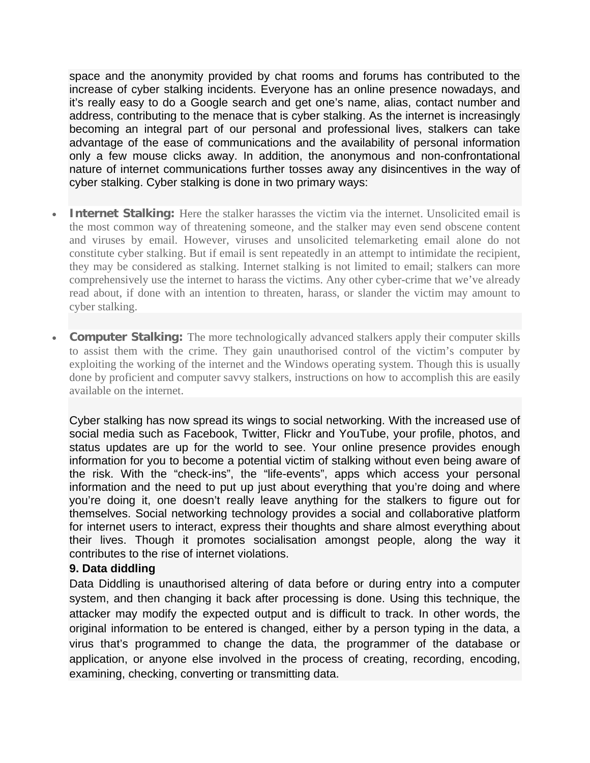space and the anonymity provided by chat rooms and forums has contributed to the increase of cyber stalking incidents. Everyone has an online presence nowadays, and it's really easy to do a Google search and get one's name, alias, contact number and address, contributing to the menace that is cyber stalking. As the internet is increasingly becoming an integral part of our personal and professional lives, stalkers can take advantage of the ease of communications and the availability of personal information only a few mouse clicks away. In addition, the anonymous and non-confrontational nature of internet communications further tosses away any disincentives in the way of cyber stalking. Cyber stalking is done in two primary ways:

- **Internet Stalking:** Here the stalker harasses the victim via the internet. Unsolicited email is the most common way of threatening someone, and the stalker may even send obscene content and viruses by email. However, viruses and unsolicited telemarketing email alone do not constitute cyber stalking. But if email is sent repeatedly in an attempt to intimidate the recipient, they may be considered as stalking. Internet stalking is not limited to email; stalkers can more comprehensively use the internet to harass the victims. Any other cyber-crime that we've already read about, if done with an intention to threaten, harass, or slander the victim may amount to cyber stalking.

- **Computer Stalking:** The more technologically advanced stalkers apply their computer skills to assist them with the crime. They gain unauthorised control of the victim's computer by exploiting the working of the internet and the Windows operating system. Though this is usually done by proficient and computer savvy stalkers, instructions on how to accomplish this are easily available on the internet.

Cyber stalking has now spread its wings to social networking. With the increased use of social media such as Facebook, Twitter, Flickr and YouTube, your profile, photos, and status updates are up for the world to see. Your online presence provides enough information for you to become a potential victim of stalking without even being aware of the risk. With the "check-ins", the "life-events", apps which access your personal information and the need to put up just about everything that you're doing and where you're doing it, one doesn't really leave anything for the stalkers to figure out for themselves. Social networking technology provides a social and collaborative platform for internet users to interact, express their thoughts and share almost everything about their lives. Though it promotes socialisation amongst people, along the way it contributes to the rise of internet violations.

**9. Data diddling**

Data Diddling is unauthorised altering of data before or during entry into a computer system, and then changing it back after processing is done. Using this technique, the attacker may modify the expected output and is difficult to track. In other words, the original information to be entered is changed, either by a person typing in the data, a virus that's programmed to change the data, the programmer of the database or application, or anyone else involved in the process of creating, recording, encoding, examining, checking, converting or transmitting data.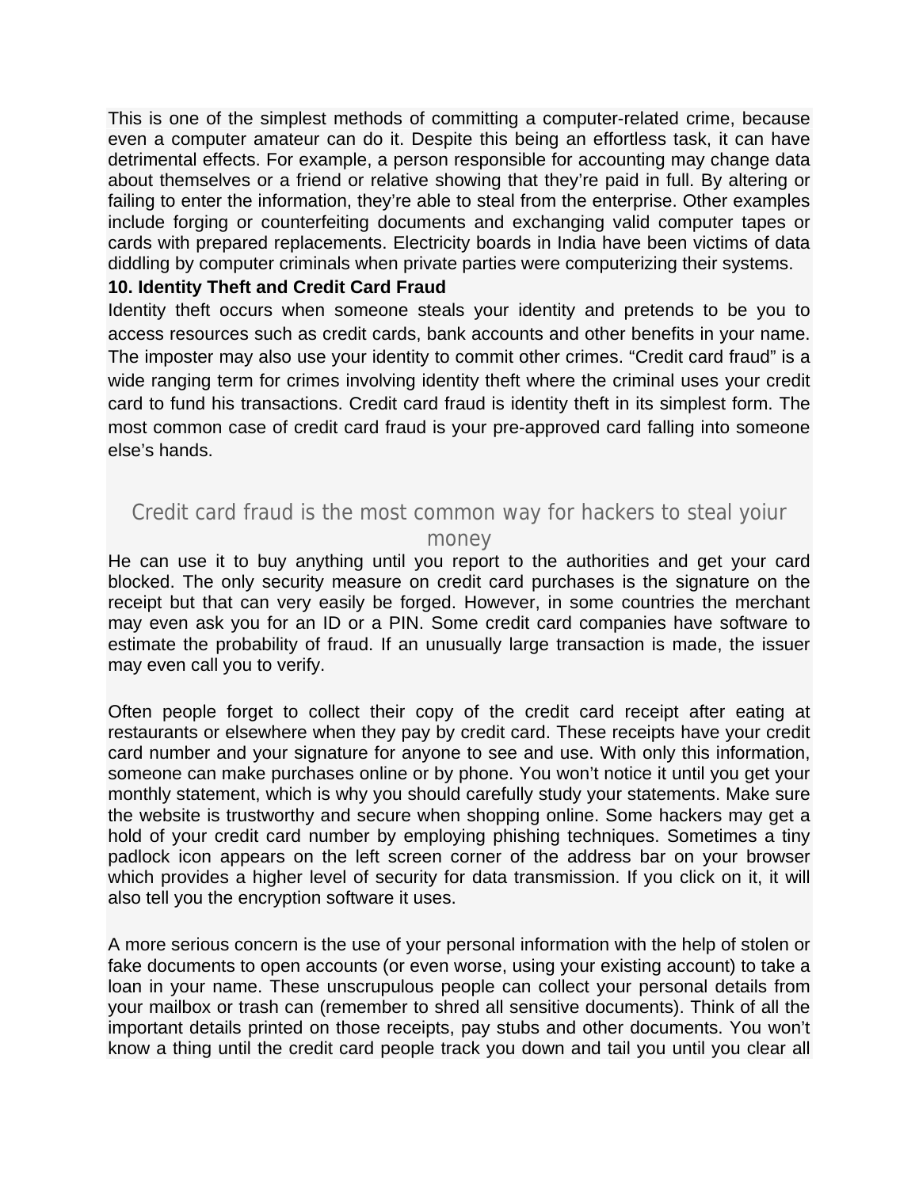This is one of the simplest methods of committing a computer-related crime, because even a computer amateur can do it. Despite this being an effortless task, it can have detrimental effects. For example, a person responsible for accounting may change data about themselves or a friend or relative showing that they're paid in full. By altering or failing to enter the information, they're able to steal from the enterprise. Other examples include forging or counterfeiting documents and exchanging valid computer tapes or cards with prepared replacements. Electricity boards in India have been victims of data diddling by computer criminals when private parties were computerizing their systems.

**10. Identity Theft and Credit Card Fraud**

Identity theft occurs when someone steals your identity and pretends to be you to access resources such as credit cards, bank accounts and other benefits in your name. The imposter may also use your identity to commit other crimes. "Credit card fraud" is a wide ranging term for crimes involving identity theft where the criminal uses your credit card to fund his transactions. Credit card fraud is identity theft in its simplest form. The most common case of credit card fraud is your pre-approved card falling into someone else's hands.

Credit card fraud is the most common way for hackers to steal yoiur money

He can use it to buy anything until you report to the authorities and get your card blocked. The only security measure on credit card purchases is the signature on the receipt but that can very easily be forged. However, in some countries the merchant may even ask you for an ID or a PIN. Some credit card companies have software to estimate the probability of fraud. If an unusually large transaction is made, the issuer may even call you to verify.

Often people forget to collect their copy of the credit card receipt after eating at restaurants or elsewhere when they pay by credit card. These receipts have your credit card number and your signature for anyone to see and use. With only this information, someone can make purchases online or by phone. You won't notice it until you get your monthly statement, which is why you should carefully study your statements. Make sure the website is trustworthy and secure when shopping online. Some hackers may get a hold of your credit card number by employing phishing techniques. Sometimes a tiny padlock icon appears on the left screen corner of the address bar on your browser which provides a higher level of security for data transmission. If you click on it, it will also tell you the encryption software it uses.

A more serious concern is the use of your personal information with the help of stolen or fake documents to open accounts (or even worse, using your existing account) to take a loan in your name. These unscrupulous people can collect your personal details from your mailbox or trash can (remember to shred all sensitive documents). Think of all the important details printed on those receipts, pay stubs and other documents. You won't know a thing until the credit card people track you down and tail you until you clear all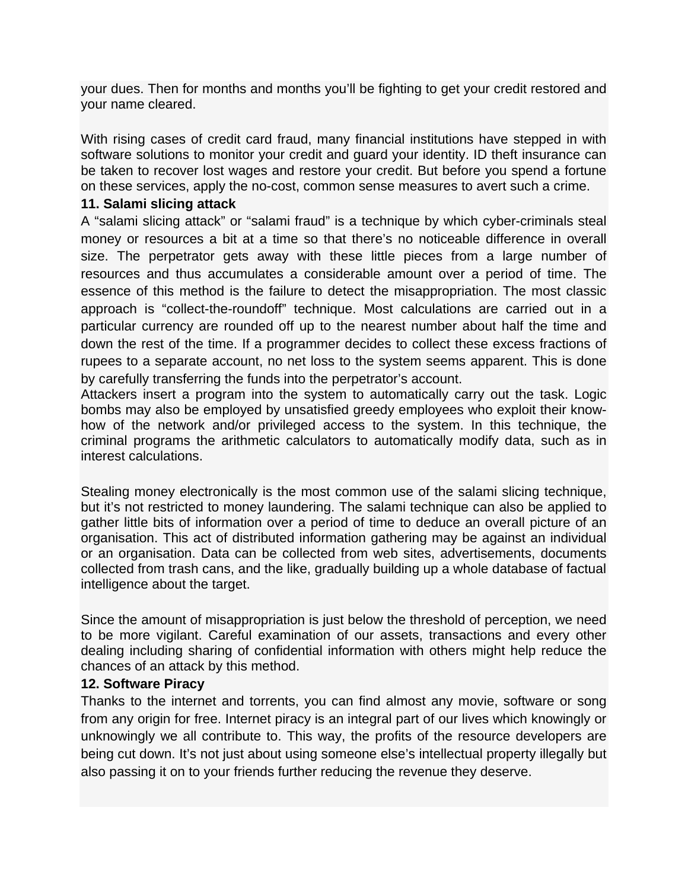your dues. Then for months and months you'll be fighting to get your credit restored and your name cleared.

With rising cases of credit card fraud, many financial institutions have stepped in with software solutions to monitor your credit and guard your identity. ID theft insurance can be taken to recover lost wages and restore your credit. But before you spend a fortune on these services, apply the no-cost, common sense measures to avert such a crime.

**11. Salami slicing attack**

A "salami slicing attack" or "salami fraud" is a technique by which cyber-criminals steal money or resources a bit at a time so that there's no noticeable difference in overall size. The perpetrator gets away with these little pieces from a large number of resources and thus accumulates a considerable amount over a period of time. The essence of this method is the failure to detect the misappropriation. The most classic approach is "collect-the-roundoff" technique. Most calculations are carried out in a particular currency are rounded off up to the nearest number about half the time and down the rest of the time. If a programmer decides to collect these excess fractions of rupees to a separate account, no net loss to the system seems apparent. This is done by carefully transferring the funds into the perpetrator's account.
Attackers insert a program into the system to automatically carry out the task. Logic bombs may also be employed by unsatisfied greedy employees who exploit their know-how of the network and/or privileged access to the system. In this technique, the criminal programs the arithmetic calculators to automatically modify data, such as in interest calculations.

Stealing money electronically is the most common use of the salami slicing technique, but it's not restricted to money laundering. The salami technique can also be applied to gather little bits of information over a period of time to deduce an overall picture of an organisation. This act of distributed information gathering may be against an individual or an organisation. Data can be collected from web sites, advertisements, documents collected from trash cans, and the like, gradually building up a whole database of factual intelligence about the target.

Since the amount of misappropriation is just below the threshold of perception, we need to be more vigilant. Careful examination of our assets, transactions and every other dealing including sharing of confidential information with others might help reduce the chances of an attack by this method.

**12. Software Piracy**

Thanks to the internet and torrents, you can find almost any movie, software or song from any origin for free. Internet piracy is an integral part of our lives which knowingly or unknowingly we all contribute to. This way, the profits of the resource developers are being cut down. It's not just about using someone else's intellectual property illegally but also passing it on to your friends further reducing the revenue they deserve.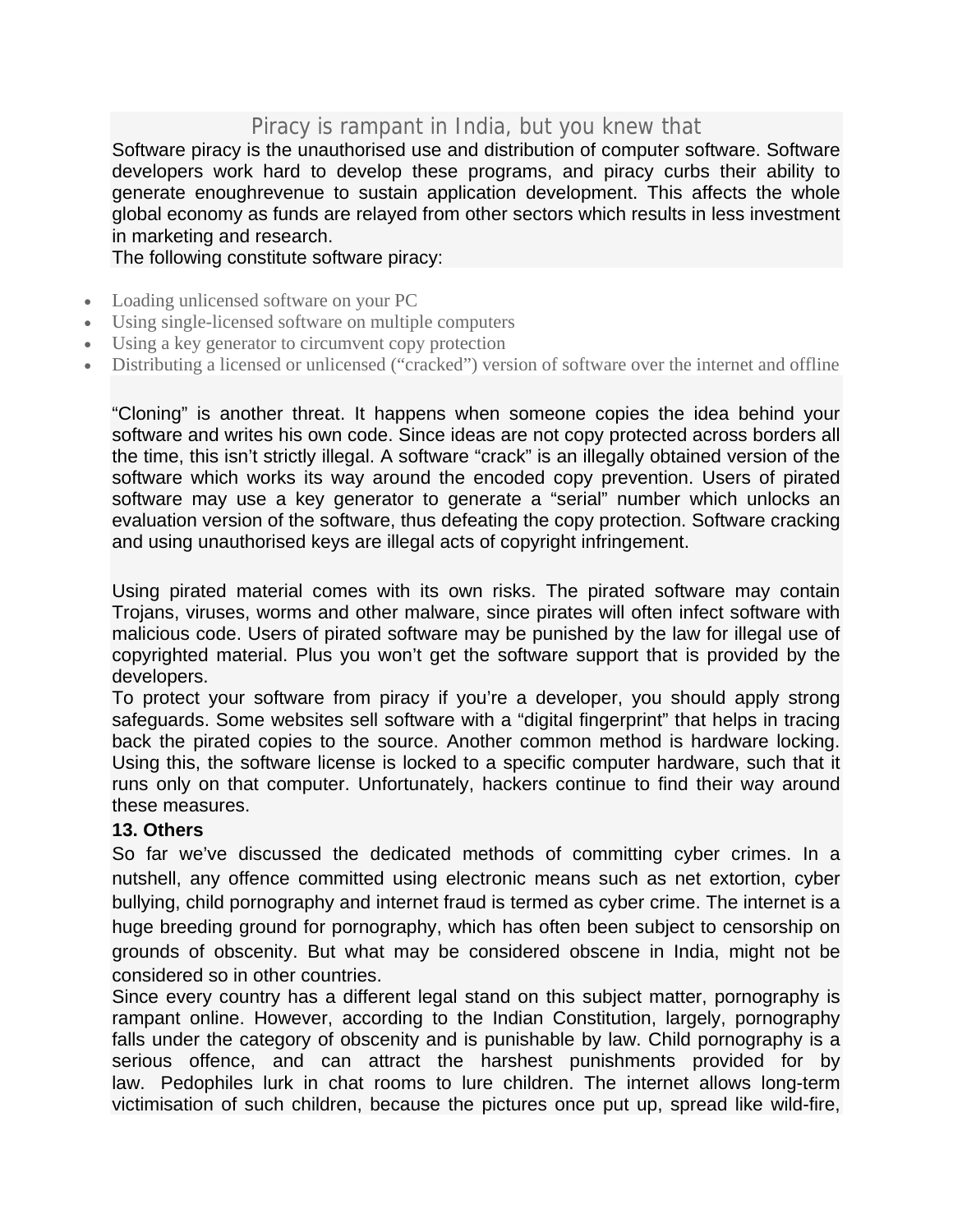## Piracy is rampant in India, but you knew that

Software piracy is the unauthorised use and distribution of computer software. Software developers work hard to develop these programs, and piracy curbs their ability to generate enoughrevenue to sustain application development. This affects the whole global economy as funds are relayed from other sectors which results in less investment in marketing and research.

The following constitute software piracy:

- Loading unlicensed software on your PC
- Using single-licensed software on multiple computers
- Using a key generator to circumvent copy protection
- Distributing a licensed or unlicensed ("cracked") version of software over the internet and offline

"Cloning" is another threat. It happens when someone copies the idea behind your software and writes his own code. Since ideas are not copy protected across borders all the time, this isn't strictly illegal. A software "crack" is an illegally obtained version of the software which works its way around the encoded copy prevention. Users of pirated software may use a key generator to generate a "serial" number which unlocks an evaluation version of the software, thus defeating the copy protection. Software cracking and using unauthorised keys are illegal acts of copyright infringement.

Using pirated material comes with its own risks. The pirated software may contain Trojans, viruses, worms and other malware, since pirates will often infect software with malicious code. Users of pirated software may be punished by the law for illegal use of copyrighted material. Plus you won't get the software support that is provided by the developers.

To protect your software from piracy if you're a developer, you should apply strong safeguards. Some websites sell software with a "digital fingerprint" that helps in tracing back the pirated copies to the source. Another common method is hardware locking. Using this, the software license is locked to a specific computer hardware, such that it runs only on that computer. Unfortunately, hackers continue to find their way around these measures.

**13. Others**

So far we've discussed the dedicated methods of committing cyber crimes. In a nutshell, any offence committed using electronic means such as net extortion, cyber bullying, child pornography and internet fraud is termed as cyber crime. The internet is a huge breeding ground for pornography, which has often been subject to censorship on grounds of obscenity. But what may be considered obscene in India, might not be considered so in other countries.

Since every country has a different legal stand on this subject matter, pornography is rampant online. However, according to the Indian Constitution, largely, pornography falls under the category of obscenity and is punishable by law. Child pornography is a serious offence, and can attract the harshest punishments provided for by law. Pedophiles lurk in chat rooms to lure children. The internet allows long-term victimisation of such children, because the pictures once put up, spread like wild-fire,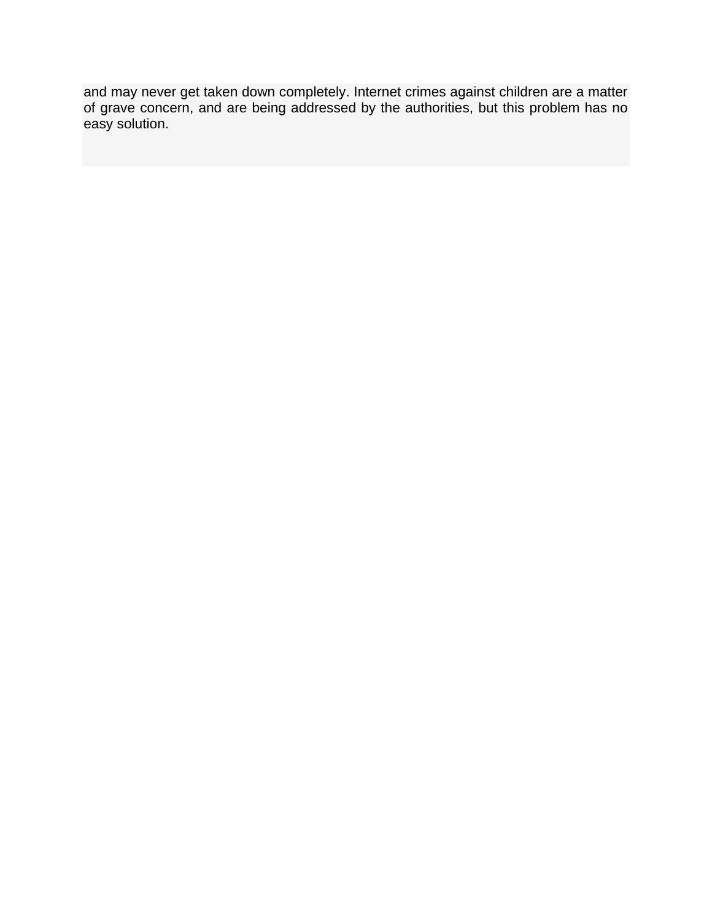and may never get taken down completely. Internet crimes against children are a matter of grave concern, and are being addressed by the authorities, but this problem has no easy solution.